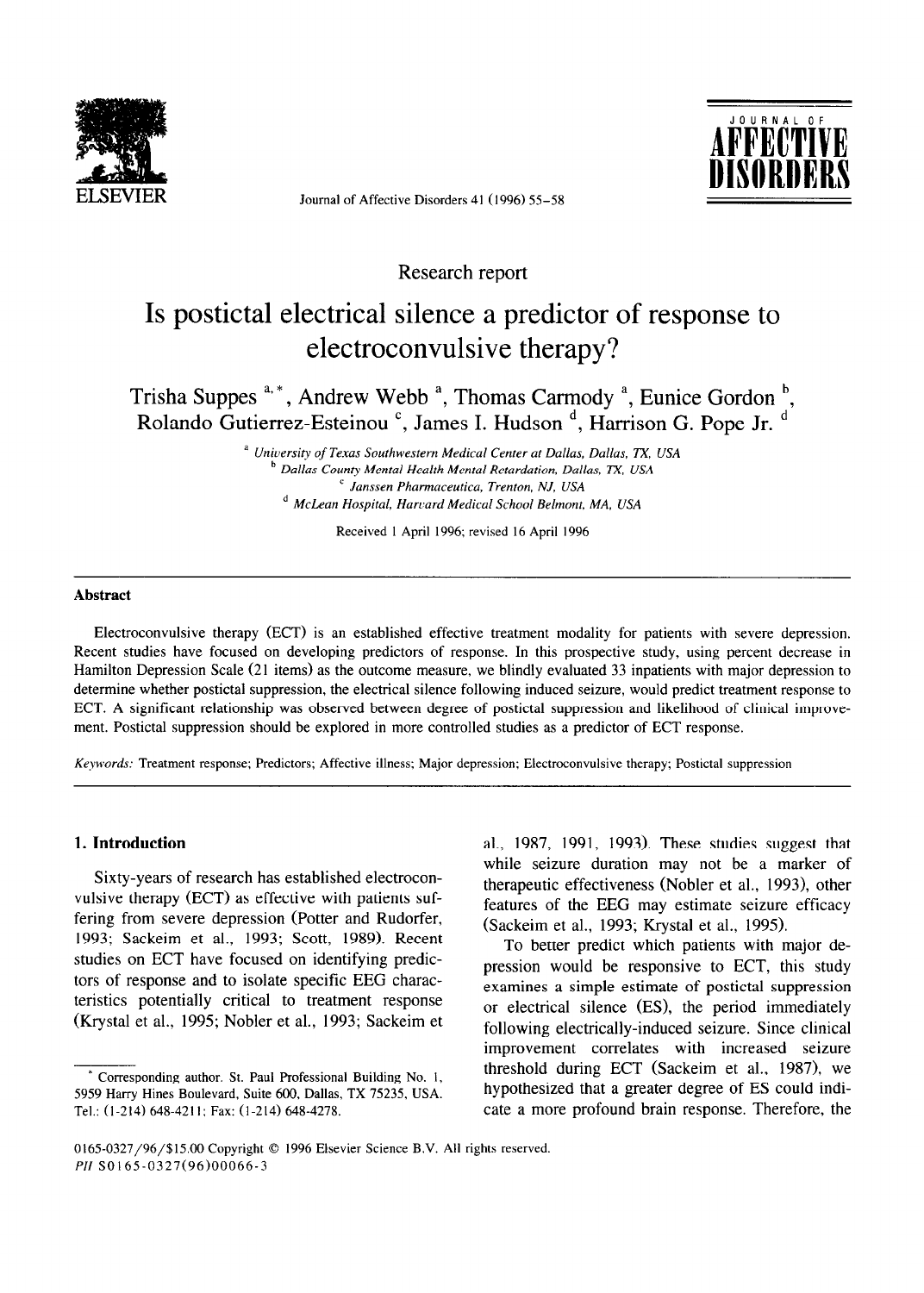Research report

# Is postictal electrical silence a predictor of response to electroconvulsive therapy?

Trisha Suppes [a,*], Andrew Webb [a], Thomas Carmody [a], Eunice Gordon [b], Rolando Gutierrez-Esteinou [c], James I. Hudson [d], Harrison G. Pope Jr. [d]

[a] University of Texas Southwestern Medical Center at Dallas, Dallas, TX, USA
[b] Dallas County Mental Health Mental Retardation, Dallas, TX, USA
[c] Janssen Pharmaceutica, Trenton, NJ, USA
[d] McLean Hospital, Harvard Medical School Belmont, MA, USA

Received 1 April 1996; revised 16 April 1996

## Abstract

Electroconvulsive therapy (ECT) is an established effective treatment modality for patients with severe depression. Recent studies have focused on developing predictors of response. In this prospective study, using percent decrease in Hamilton Depression Scale (21 items) as the outcome measure, we blindly evaluated 33 inpatients with major depression to determine whether postictal suppression, the electrical silence following induced seizure, would predict treatment response to ECT. A significant relationship was observed between degree of postictal suppression and likelihood of clinical improvement. Postictal suppression should be explored in more controlled studies as a predictor of ECT response.

*Keywords:* Treatment response; Predictors; Affective illness; Major depression; Electroconvulsive therapy; Postictal suppression

## 1. Introduction

Sixty-years of research has established electroconvulsive therapy (ECT) as effective with patients suffering from severe depression (Potter and Rudorfer, 1993; Sackeim et al., 1993; Scott, 1989). Recent studies on ECT have focused on identifying predictors of response and to isolate specific EEG characteristics potentially critical to treatment response (Krystal et al., 1995; Nobler et al., 1993; Sackeim et al., 1987, 1991, 1993). These studies suggest that while seizure duration may not be a marker of therapeutic effectiveness (Nobler et al., 1993), other features of the EEG may estimate seizure efficacy (Sackeim et al., 1993; Krystal et al., 1995).

To better predict which patients with major depression would be responsive to ECT, this study examines a simple estimate of postictal suppression or electrical silence (ES), the period immediately following electrically-induced seizure. Since clinical improvement correlates with increased seizure threshold during ECT (Sackeim et al., 1987), we hypothesized that a greater degree of ES could indicate a more profound brain response. Therefore, the

* Corresponding author. St. Paul Professional Building No. 1, 5959 Harry Hines Boulevard, Suite 600, Dallas, TX 75235, USA. Tel.: (1-214) 648-4211; Fax: (1-214) 648-4278.

0165-0327/96/$15.00 Copyright © 1996 Elsevier Science B.V. All rights reserved.
PII S0165-0327(96)00066-3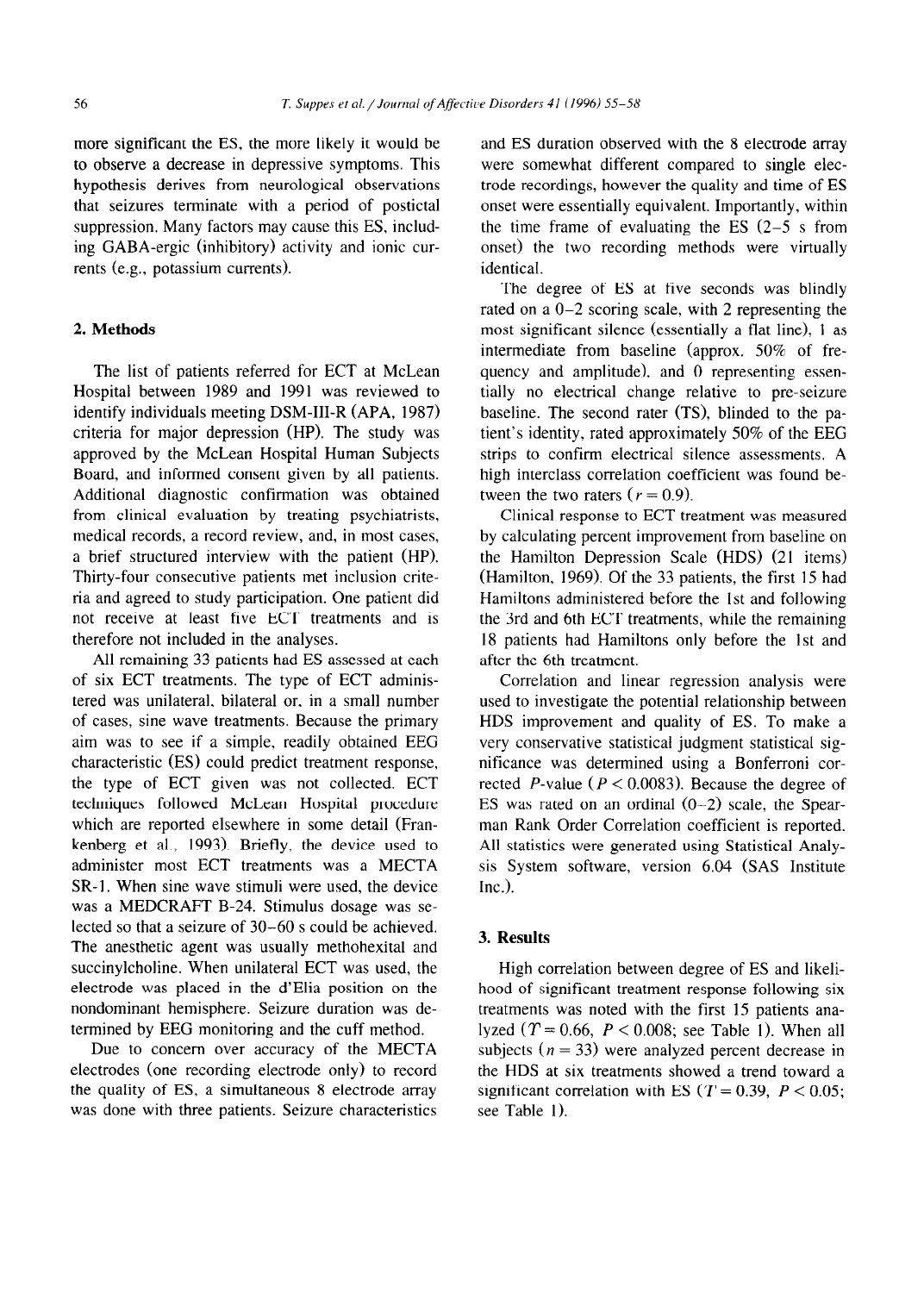more significant the ES, the more likely it would be to observe a decrease in depressive symptoms. This hypothesis derives from neurological observations that seizures terminate with a period of postictal suppression. Many factors may cause this ES, including GABA-ergic (inhibitory) activity and ionic currents (e.g., potassium currents).

## 2. Methods

The list of patients referred for ECT at McLean Hospital between 1989 and 1991 was reviewed to identify individuals meeting DSM-III-R (APA, 1987) criteria for major depression (HP). The study was approved by the McLean Hospital Human Subjects Board, and informed consent given by all patients. Additional diagnostic confirmation was obtained from clinical evaluation by treating psychiatrists, medical records, a record review, and, in most cases, a brief structured interview with the patient (HP). Thirty-four consecutive patients met inclusion criteria and agreed to study participation. One patient did not receive at least five ECT treatments and is therefore not included in the analyses.

All remaining 33 patients had ES assessed at each of six ECT treatments. The type of ECT administered was unilateral, bilateral or, in a small number of cases, sine wave treatments. Because the primary aim was to see if a simple, readily obtained EEG characteristic (ES) could predict treatment response, the type of ECT given was not collected. ECT techniques followed McLean Hospital procedure which are reported elsewhere in some detail (Frankenberg et al., 1993). Briefly, the device used to administer most ECT treatments was a MECTA SR-1. When sine wave stimuli were used, the device was a MEDCRAFT B-24. Stimulus dosage was selected so that a seizure of 30–60 s could be achieved. The anesthetic agent was usually methohexital and succinylcholine. When unilateral ECT was used, the electrode was placed in the d'Elia position on the nondominant hemisphere. Seizure duration was determined by EEG monitoring and the cuff method.

Due to concern over accuracy of the MECTA electrodes (one recording electrode only) to record the quality of ES, a simultaneous 8 electrode array was done with three patients. Seizure characteristics and ES duration observed with the 8 electrode array were somewhat different compared to single electrode recordings, however the quality and time of ES onset were essentially equivalent. Importantly, within the time frame of evaluating the ES (2–5 s from onset) the two recording methods were virtually identical.

The degree of ES at five seconds was blindly rated on a 0–2 scoring scale, with 2 representing the most significant silence (essentially a flat line), 1 as intermediate from baseline (approx. 50% of frequency and amplitude), and 0 representing essentially no electrical change relative to pre-seizure baseline. The second rater (TS), blinded to the patient's identity, rated approximately 50% of the EEG strips to confirm electrical silence assessments. A high interclass correlation coefficient was found between the two raters ($r = 0.9$).

Clinical response to ECT treatment was measured by calculating percent improvement from baseline on the Hamilton Depression Scale (HDS) (21 items) (Hamilton, 1969). Of the 33 patients, the first 15 had Hamiltons administered before the 1st and following the 3rd and 6th ECT treatments, while the remaining 18 patients had Hamiltons only before the 1st and after the 6th treatment.

Correlation and linear regression analysis were used to investigate the potential relationship between HDS improvement and quality of ES. To make a very conservative statistical judgment statistical significance was determined using a Bonferroni corrected $P$-value ($P < 0.0083$). Because the degree of ES was rated on an ordinal (0–2) scale, the Spearman Rank Order Correlation coefficient is reported. All statistics were generated using Statistical Analysis System software, version 6.04 (SAS Institute Inc.).

## 3. Results

High correlation between degree of ES and likelihood of significant treatment response following six treatments was noted with the first 15 patients analyzed ($T = 0.66$, $P < 0.008$; see Table 1). When all subjects ($n = 33$) were analyzed percent decrease in the HDS at six treatments showed a trend toward a significant correlation with ES ($T = 0.39$, $P < 0.05$; see Table 1).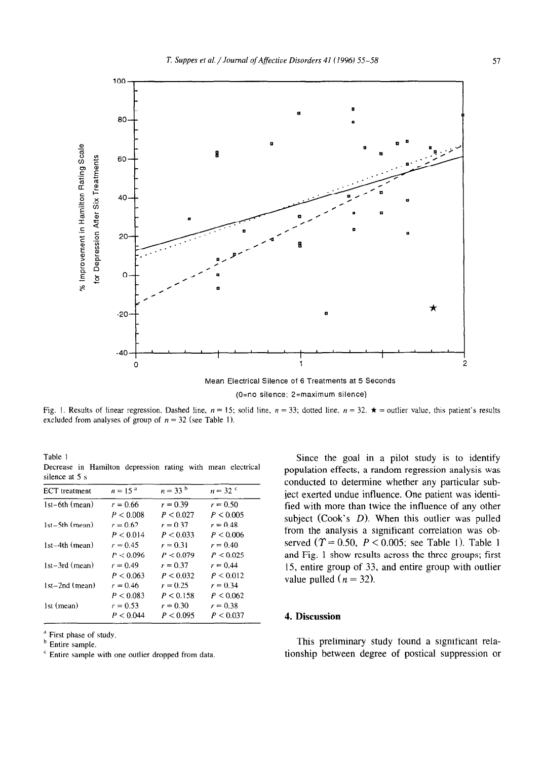Fig. 1. Results of linear regression. Dashed line, $n = 15$; solid line, $n = 33$; dotted line, $n = 32$. ★ = outlier value, this patient's results excluded from analyses of group of $n = 32$ (see Table 1).

Table 1
Decrease in Hamilton depression rating with mean electrical silence at 5 s

| ECT treatment | $n = 15$ [a] | $n = 33$ [b] | $n = 32$ [c] |
|---|---|---|---|
| 1st–6th (mean) | $r = 0.66$ | $r = 0.39$ | $r = 0.50$ |
| | $P < 0.008$ | $P < 0.027$ | $P < 0.005$ |
| 1st–5th (mean) | $r = 0.62$ | $r = 0.37$ | $r = 0.48$ |
| | $P < 0.014$ | $P < 0.033$ | $P < 0.006$ |
| 1st–4th (mean) | $r = 0.45$ | $r = 0.31$ | $r = 0.40$ |
| | $P < 0.096$ | $P < 0.079$ | $P < 0.025$ |
| 1st–3rd (mean) | $r = 0.49$ | $r = 0.37$ | $r = 0.44$ |
| | $P < 0.063$ | $P < 0.032$ | $P < 0.012$ |
| 1st–2nd (mean) | $r = 0.46$ | $r = 0.25$ | $r = 0.34$ |
| | $P < 0.083$ | $P < 0.158$ | $P < 0.062$ |
| 1st (mean) | $r = 0.53$ | $r = 0.30$ | $r = 0.38$ |
| | $P < 0.044$ | $P < 0.095$ | $P < 0.037$ |

[a] First phase of study.
[b] Entire sample.
[c] Entire sample with one outlier dropped from data.

Since the goal in a pilot study is to identify population effects, a random regression analysis was conducted to determine whether any particular subject exerted undue influence. One patient was identified with more than twice the influence of any other subject (Cook's *D*). When this outlier was pulled from the analysis a significant correlation was observed ($r = 0.50$, $P < 0.005$; see Table 1). Table 1 and Fig. 1 show results across the three groups; first 15, entire group of 33, and entire group with outlier value pulled ($n = 32$).

## 4. Discussion

This preliminary study found a significant relationship between degree of postical suppression or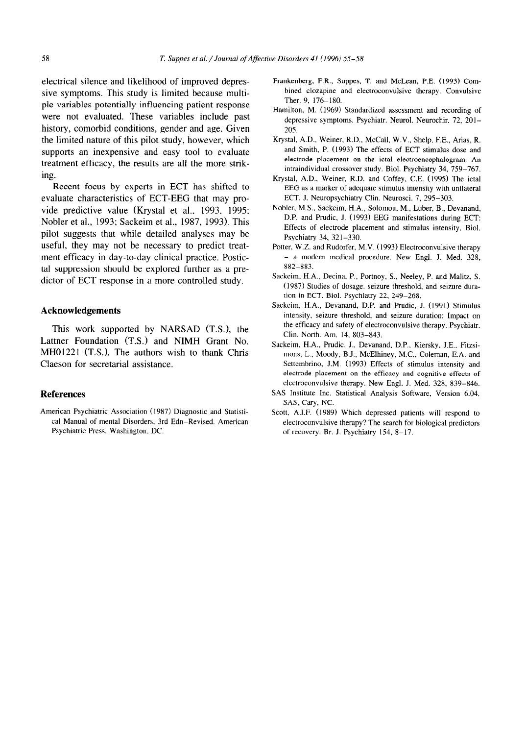electrical silence and likelihood of improved depressive symptoms. This study is limited because multiple variables potentially influencing patient response were not evaluated. These variables include past history, comorbid conditions, gender and age. Given the limited nature of this pilot study, however, which supports an inexpensive and easy tool to evaluate treatment efficacy, the results are all the more striking.

Recent focus by experts in ECT has shifted to evaluate characteristics of ECT-EEG that may provide predictive value (Krystal et al., 1993, 1995; Nobler et al., 1993; Sackeim et al., 1987, 1993). This pilot suggests that while detailed analyses may be useful, they may not be necessary to predict treatment efficacy in day-to-day clinical practice. Postictal suppression should be explored further as a predictor of ECT response in a more controlled study.

## Acknowledgements

This work supported by NARSAD (T.S.), the Lattner Foundation (T.S.) and NIMH Grant No. MH01221 (T.S.). The authors wish to thank Chris Claeson for secretarial assistance.

## References

American Psychiatric Association (1987) Diagnostic and Statistical Manual of mental Disorders, 3rd Edn–Revised. American Psychiatric Press, Washington, DC.

Frankenberg, F.R., Suppes, T. and McLean, P.E. (1993) Combined clozapine and electroconvulsive therapy. Convulsive Ther. 9, 176–180.

Hamilton, M. (1969) Standardized assessment and recording of depressive symptoms. Psychiatr. Neurol. Neurochir. 72, 201–205.

Krystal, A.D., Weiner, R.D., McCall, W.V., Shelp, F.E., Arias, R. and Smith, P. (1993) The effects of ECT stimulus dose and electrode placement on the ictal electroencephalogram: An intraindividual crossover study. Biol. Psychiatry 34, 759–767.

Krystal, A.D., Weiner, R.D. and Coffey, C.E. (1995) The ictal EEG as a marker of adequate stimulus intensity with unilateral ECT. J. Neuropsychiatry Clin. Neurosci. 7, 295–303.

Nobler, M.S., Sackeim, H.A., Solomou, M., Luber, B., Devanand, D.P. and Prudic, J. (1993) EEG manifestations during ECT: Effects of electrode placement and stimulus intensity. Biol. Psychiatry 34, 321–330.

Potter, W.Z. and Rudorfer, M.V. (1993) Electroconvulsive therapy – a modern medical procedure. New Engl. J. Med. 328, 882–883.

Sackeim, H.A., Decina, P., Portnoy, S., Neeley, P. and Malitz, S. (1987) Studies of dosage, seizure threshold, and seizure duration in ECT. Biol. Psychiatry 22, 249–268.

Sackeim, H.A., Devanand, D.P. and Prudic, J. (1991) Stimulus intensity, seizure threshold, and seizure duration: Impact on the efficacy and safety of electroconvulsive therapy. Psychiatr. Clin. North. Am. 14, 803–843.

Sackeim, H.A., Prudic, J., Devanand, D.P., Kiersky, J.E., Fitzsimons, L., Moody, B.J., McElhiney, M.C., Coleman, E.A. and Settembrino, J.M. (1993) Effects of stimulus intensity and electrode placement on the efficacy and cognitive effects of electroconvulsive therapy. New Engl. J. Med. 328, 839–846.

SAS Institute Inc. Statistical Analysis Software, Version 6.04. SAS, Cary, NC.

Scott, A.I.F. (1989) Which depressed patients will respond to electroconvulsive therapy? The search for biological predictors of recovery. Br. J. Psychiatry 154, 8–17.